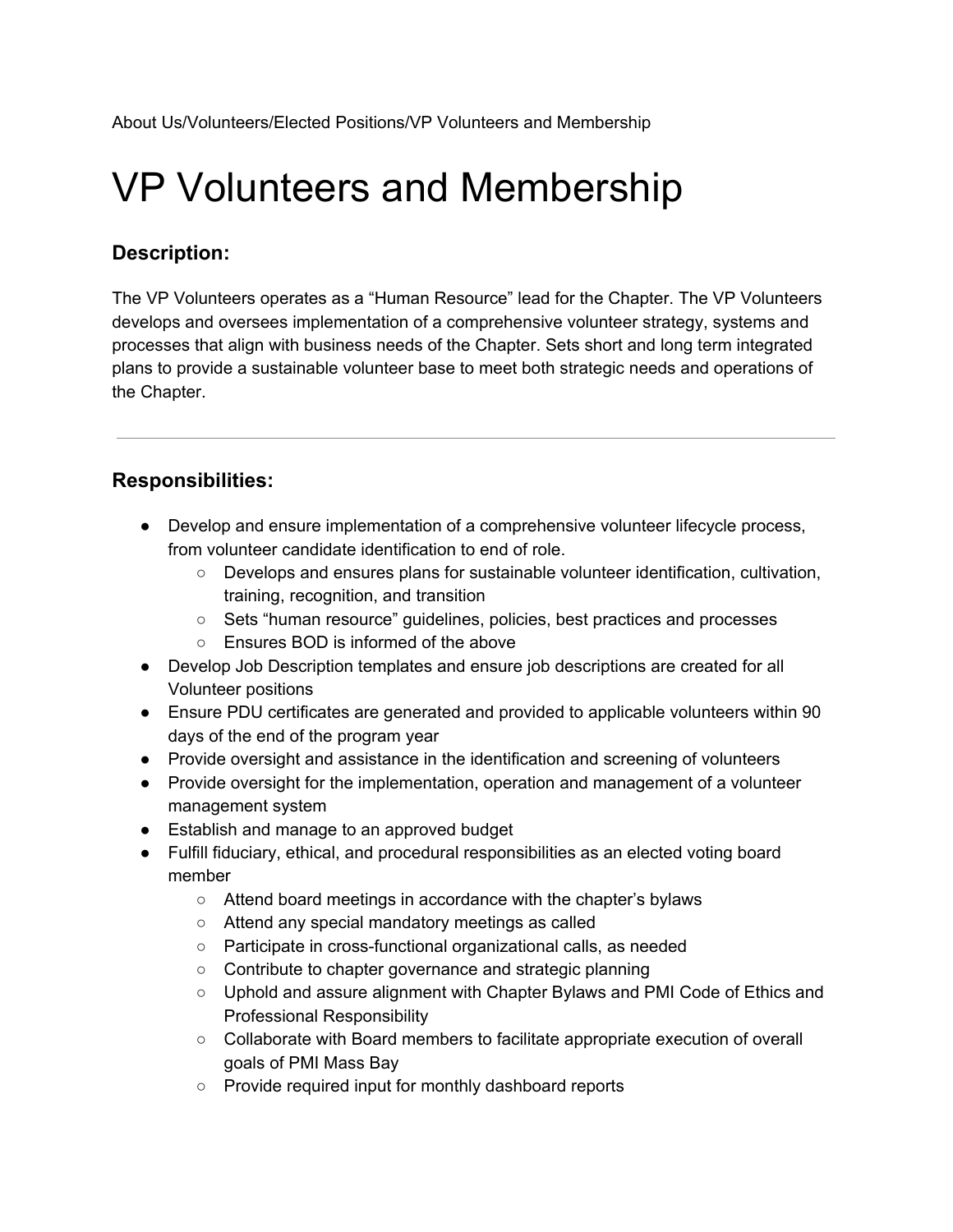About Us/Volunteers/Elected Positions/VP Volunteers and Membership

# VP Volunteers and Membership

### Description:

The VP Volunteers operates as a "Human Resource" lead for the Chapter. The VP Volunteers develops and oversees implementation of a comprehensive volunteer strategy, systems and processes that align with business needs of the Chapter. Sets short and long term integrated plans to provide a sustainable volunteer base to meet both strategic needs and operations of the Chapter.

---

### Responsibilities:

- Develop and ensure implementation of a comprehensive volunteer lifecycle process, from volunteer candidate identification to end of role.
  - Develops and ensures plans for sustainable volunteer identification, cultivation, training, recognition, and transition
  - Sets "human resource" guidelines, policies, best practices and processes
  - Ensures BOD is informed of the above
- Develop Job Description templates and ensure job descriptions are created for all Volunteer positions
- Ensure PDU certificates are generated and provided to applicable volunteers within 90 days of the end of the program year
- Provide oversight and assistance in the identification and screening of volunteers
- Provide oversight for the implementation, operation and management of a volunteer management system
- Establish and manage to an approved budget
- Fulfill fiduciary, ethical, and procedural responsibilities as an elected voting board member
  - Attend board meetings in accordance with the chapter's bylaws
  - Attend any special mandatory meetings as called
  - Participate in cross-functional organizational calls, as needed
  - Contribute to chapter governance and strategic planning
  - Uphold and assure alignment with Chapter Bylaws and PMI Code of Ethics and Professional Responsibility
  - Collaborate with Board members to facilitate appropriate execution of overall goals of PMI Mass Bay
  - Provide required input for monthly dashboard reports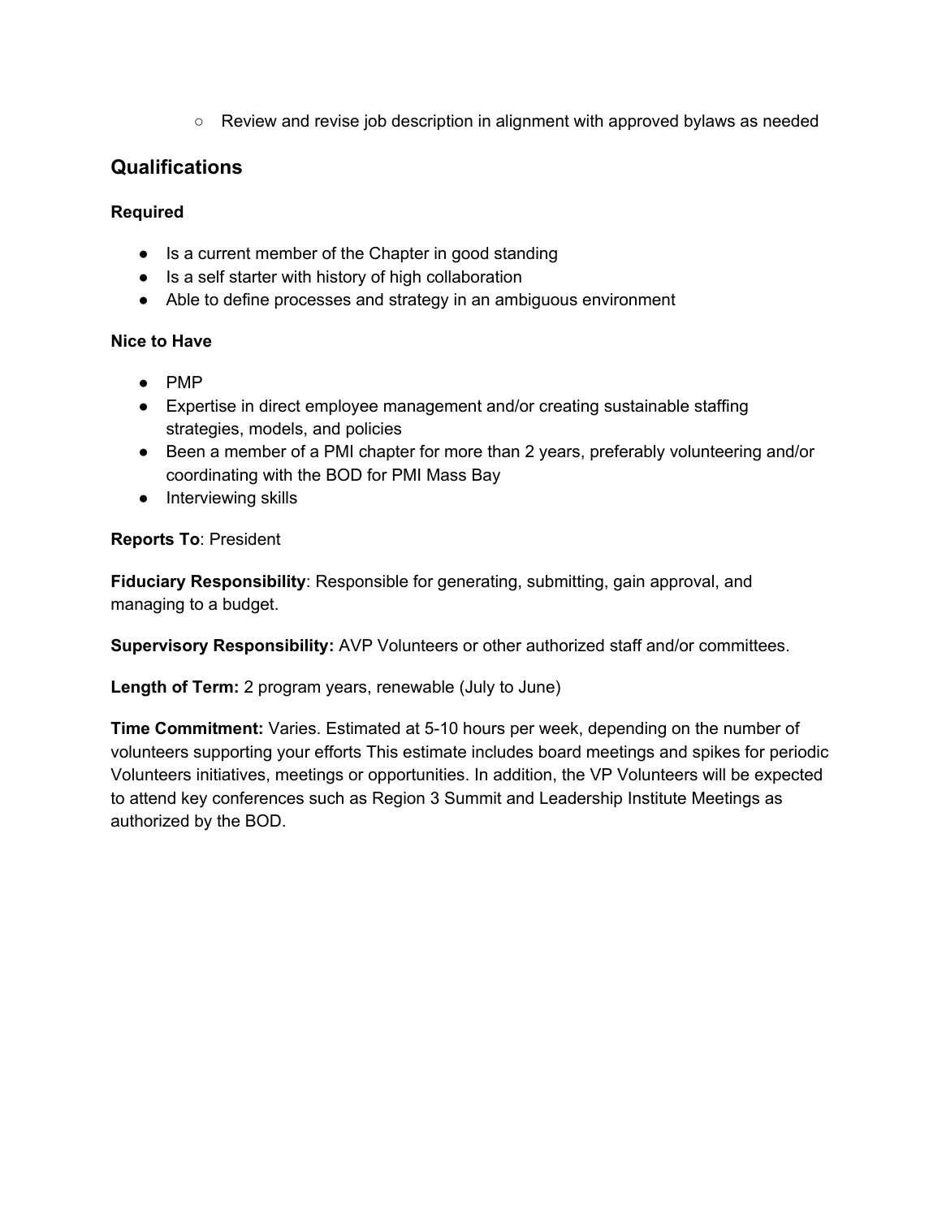- Review and revise job description in alignment with approved bylaws as needed

## Qualifications

**Required**

- Is a current member of the Chapter in good standing
- Is a self starter with history of high collaboration
- Able to define processes and strategy in an ambiguous environment

**Nice to Have**

- PMP
- Expertise in direct employee management and/or creating sustainable staffing strategies, models, and policies
- Been a member of a PMI chapter for more than 2 years, preferably volunteering and/or coordinating with the BOD for PMI Mass Bay
- Interviewing skills

**Reports To**: President

**Fiduciary Responsibility**: Responsible for generating, submitting, gain approval, and managing to a budget.

**Supervisory Responsibility:** AVP Volunteers or other authorized staff and/or committees.

**Length of Term:** 2 program years, renewable (July to June)

**Time Commitment:** Varies. Estimated at 5-10 hours per week, depending on the number of volunteers supporting your efforts This estimate includes board meetings and spikes for periodic Volunteers initiatives, meetings or opportunities. In addition, the VP Volunteers will be expected to attend key conferences such as Region 3 Summit and Leadership Institute Meetings as authorized by the BOD.